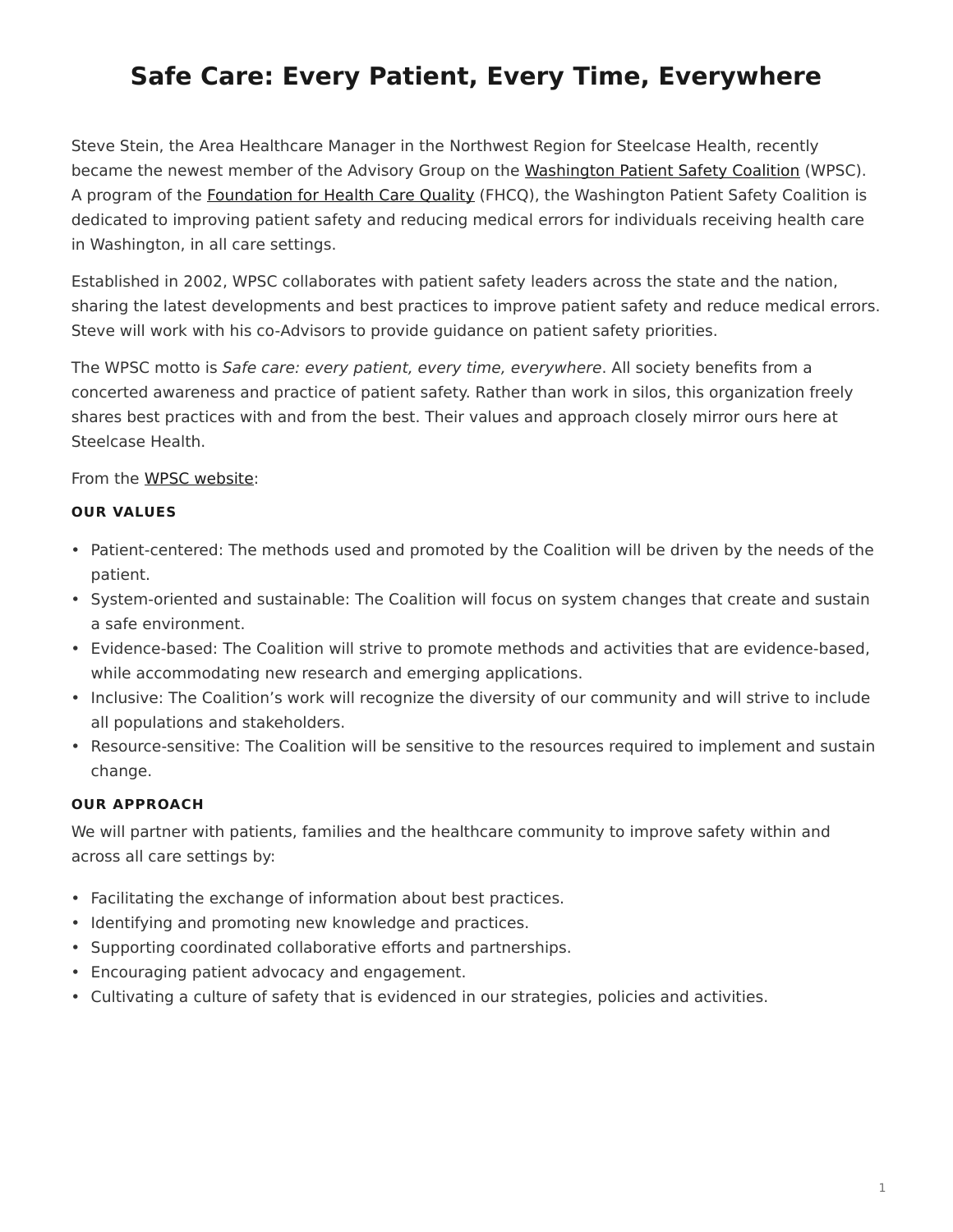# Safe Care: Every Patient, Every Time, Everywhere

Steve Stein, the Area Healthcare Manager in the Northwest Region for Steelcase Health, recently became the newest member of the Advisory Group on the Washington Patient Safety Coalition (WPSC). A program of the Foundation for Health Care Quality (FHCQ), the Washington Patient Safety Coalition is dedicated to improving patient safety and reducing medical errors for individuals receiving health care in Washington, in all care settings.

Established in 2002, WPSC collaborates with patient safety leaders across the state and the nation, sharing the latest developments and best practices to improve patient safety and reduce medical errors. Steve will work with his co-Advisors to provide guidance on patient safety priorities.

The WPSC motto is *Safe care: every patient, every time, everywhere*. All society benefits from a concerted awareness and practice of patient safety. Rather than work in silos, this organization freely shares best practices with and from the best. Their values and approach closely mirror ours here at Steelcase Health.

From the WPSC website:

#### OUR VALUES

- Patient-centered: The methods used and promoted by the Coalition will be driven by the needs of the patient.
- System-oriented and sustainable: The Coalition will focus on system changes that create and sustain a safe environment.
- Evidence-based: The Coalition will strive to promote methods and activities that are evidence-based, while accommodating new research and emerging applications.
- Inclusive: The Coalition's work will recognize the diversity of our community and will strive to include all populations and stakeholders.
- Resource-sensitive: The Coalition will be sensitive to the resources required to implement and sustain change.

#### OUR APPROACH

We will partner with patients, families and the healthcare community to improve safety within and across all care settings by:

- Facilitating the exchange of information about best practices.
- Identifying and promoting new knowledge and practices.
- Supporting coordinated collaborative efforts and partnerships.
- Encouraging patient advocacy and engagement.
- Cultivating a culture of safety that is evidenced in our strategies, policies and activities.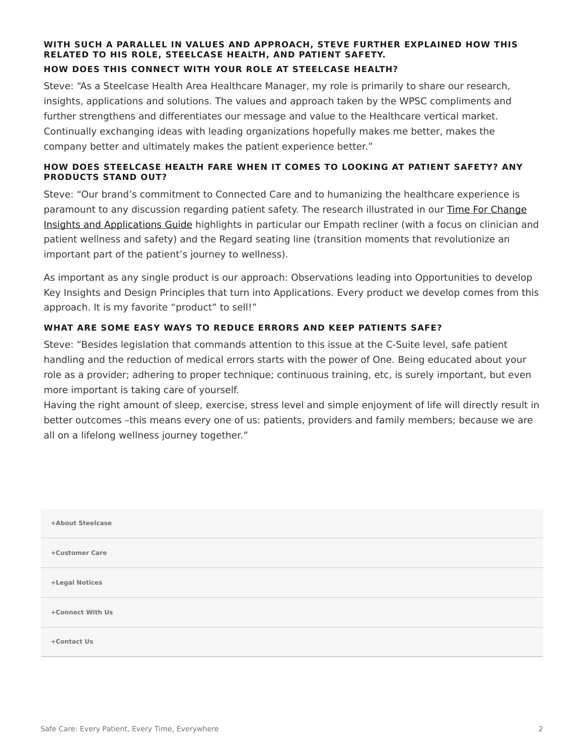#### WITH SUCH A PARALLEL IN VALUES AND APPROACH, STEVE FURTHER EXPLAINED HOW THIS RELATED TO HIS ROLE, STEELCASE HEALTH, AND PATIENT SAFETY.

#### HOW DOES THIS CONNECT WITH YOUR ROLE AT STEELCASE HEALTH?

Steve: "As a Steelcase Health Area Healthcare Manager, my role is primarily to share our research, insights, applications and solutions. The values and approach taken by the WPSC compliments and further strengthens and differentiates our message and value to the Healthcare vertical market. Continually exchanging ideas with leading organizations hopefully makes me better, makes the company better and ultimately makes the patient experience better."

#### HOW DOES STEELCASE HEALTH FARE WHEN IT COMES TO LOOKING AT PATIENT SAFETY? ANY PRODUCTS STAND OUT?

Steve: "Our brand's commitment to Connected Care and to humanizing the healthcare experience is paramount to any discussion regarding patient safety. The research illustrated in our Time For Change Insights and Applications Guide highlights in particular our Empath recliner (with a focus on clinician and patient wellness and safety) and the Regard seating line (transition moments that revolutionize an important part of the patient's journey to wellness).

As important as any single product is our approach: Observations leading into Opportunities to develop Key Insights and Design Principles that turn into Applications. Every product we develop comes from this approach. It is my favorite "product" to sell!"

#### WHAT ARE SOME EASY WAYS TO REDUCE ERRORS AND KEEP PATIENTS SAFE?

Steve: "Besides legislation that commands attention to this issue at the C-Suite level, safe patient handling and the reduction of medical errors starts with the power of One. Being educated about your role as a provider; adhering to proper technique; continuous training, etc, is surely important, but even more important is taking care of yourself.
Having the right amount of sleep, exercise, stress level and simple enjoyment of life will directly result in better outcomes –this means every one of us: patients, providers and family members; because we are all on a lifelong wellness journey together."

+About Steelcase

+Customer Care

+Legal Notices

+Connect With Us

+Contact Us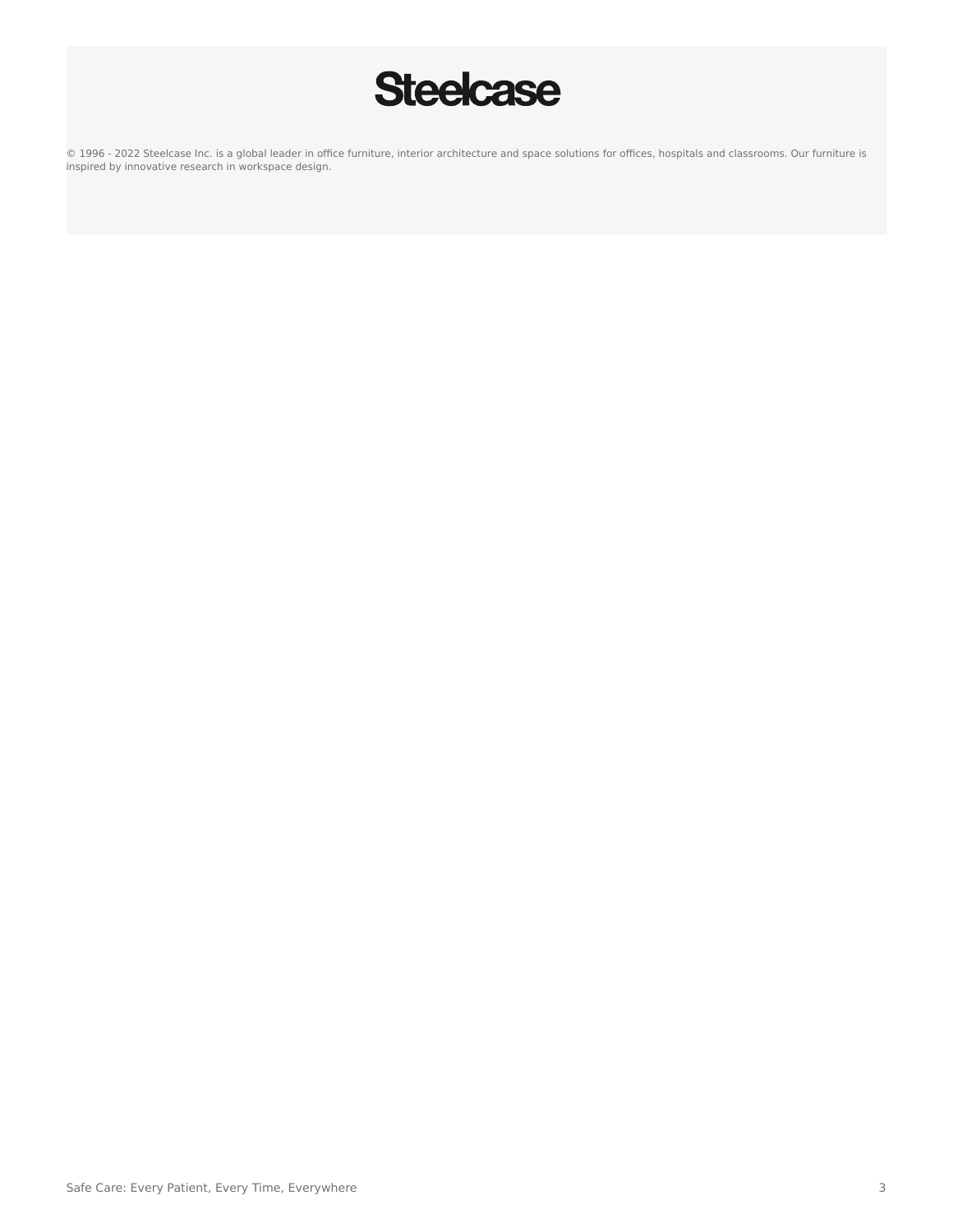Steelcase

© 1996 - 2022 Steelcase Inc. is a global leader in office furniture, interior architecture and space solutions for offices, hospitals and classrooms. Our furniture is inspired by innovative research in workspace design.